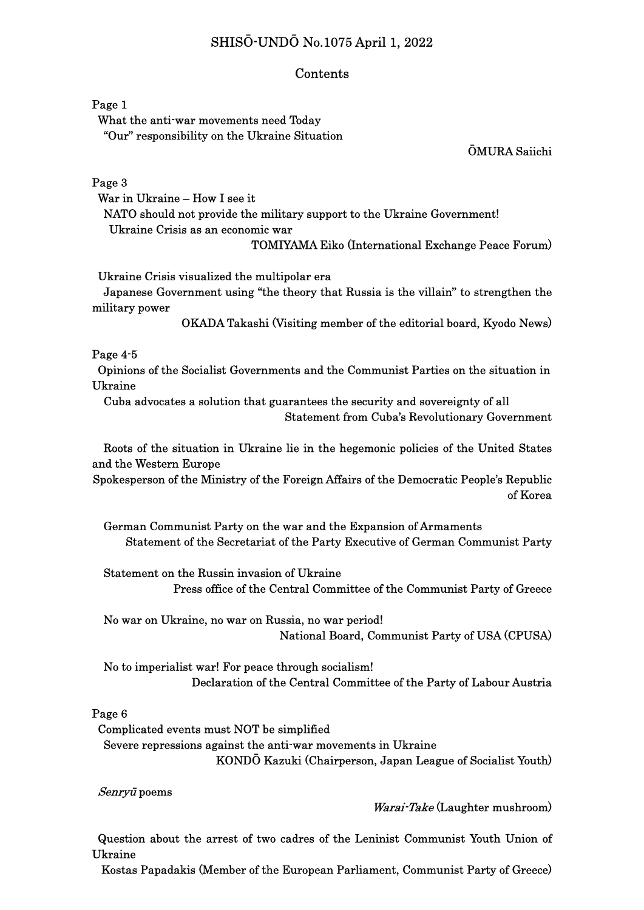# SHISŌ-UNDŌ No.1075 April 1, 2022

## Contents

Page 1

What the anti-war movements need Today

"Our" responsibility on the Ukraine Situation

ŌMURA Saiichi

Page 3

War in Ukraine – How I see it

NATO should not provide the military support to the Ukraine Government!

Ukraine Crisis as an economic war

TOMIYAMA Eiko (International Exchange Peace Forum)

Ukraine Crisis visualized the multipolar era

Japanese Government using "the theory that Russia is the villain" to strengthen the military power

OKADA Takashi (Visiting member of the editorial board, Kyodo News)

Page 4-5

Opinions of the Socialist Governments and the Communist Parties on the situation in Ukraine

Cuba advocates a solution that guarantees the security and sovereignty of all

Statement from Cuba's Revolutionary Government

Roots of the situation in Ukraine lie in the hegemonic policies of the United States and the Western Europe

Spokesperson of the Ministry of the Foreign Affairs of the Democratic People's Republic of Korea

German Communist Party on the war and the Expansion of Armaments

Statement of the Secretariat of the Party Executive of German Communist Party

Statement on the Russin invasion of Ukraine

Press office of the Central Committee of the Communist Party of Greece

No war on Ukraine, no war on Russia, no war period!

National Board, Communist Party of USA (CPUSA)

No to imperialist war! For peace through socialism!

Declaration of the Central Committee of the Party of Labour Austria

Page 6

Complicated events must NOT be simplified

Severe repressions against the anti-war movements in Ukraine

KONDŌ Kazuki (Chairperson, Japan League of Socialist Youth)

*Senryū* poems

*Warai-Take* (Laughter mushroom)

Question about the arrest of two cadres of the Leninist Communist Youth Union of Ukraine

Kostas Papadakis (Member of the European Parliament, Communist Party of Greece)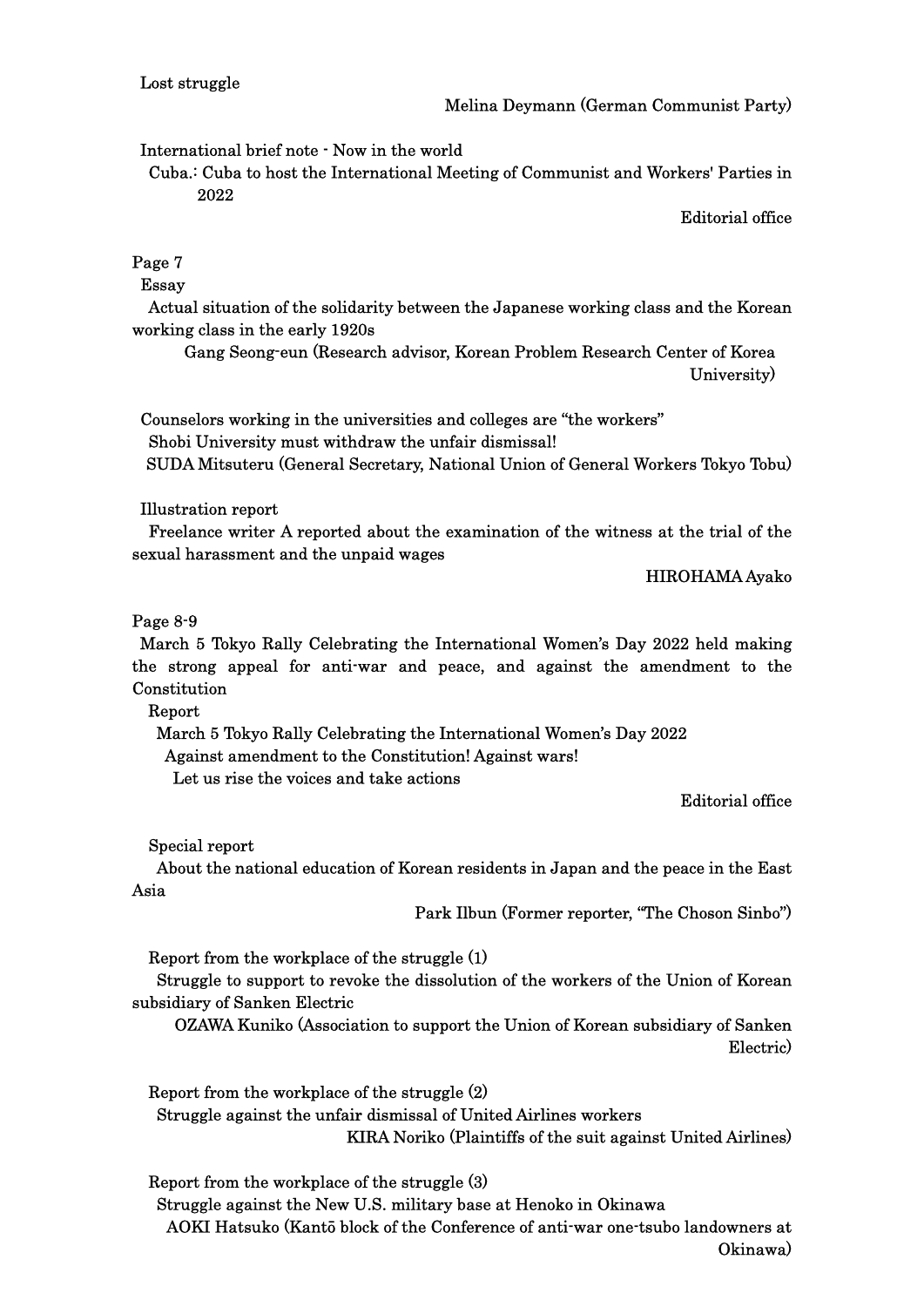Lost struggle

Melina Deymann (German Communist Party)

International brief note - Now in the world

Cuba.: Cuba to host the International Meeting of Communist and Workers' Parties in 2022

Editorial office

Page 7

Essay

Actual situation of the solidarity between the Japanese working class and the Korean working class in the early 1920s

Gang Seong-eun (Research advisor, Korean Problem Research Center of Korea University)

Counselors working in the universities and colleges are "the workers"

Shobi University must withdraw the unfair dismissal!

SUDA Mitsuteru (General Secretary, National Union of General Workers Tokyo Tobu)

Illustration report

Freelance writer A reported about the examination of the witness at the trial of the sexual harassment and the unpaid wages

HIROHAMA Ayako

Page 8-9

March 5 Tokyo Rally Celebrating the International Women's Day 2022 held making the strong appeal for anti-war and peace, and against the amendment to the Constitution

Report

March 5 Tokyo Rally Celebrating the International Women's Day 2022

Against amendment to the Constitution! Against wars!

Let us rise the voices and take actions

Editorial office

Special report

About the national education of Korean residents in Japan and the peace in the East Asia

Park Ilbun (Former reporter, "The Choson Sinbo")

Report from the workplace of the struggle (1)

Struggle to support to revoke the dissolution of the workers of the Union of Korean subsidiary of Sanken Electric

OZAWA Kuniko (Association to support the Union of Korean subsidiary of Sanken Electric)

Report from the workplace of the struggle (2)

Struggle against the unfair dismissal of United Airlines workers

KIRA Noriko (Plaintiffs of the suit against United Airlines)

Report from the workplace of the struggle (3)

Struggle against the New U.S. military base at Henoko in Okinawa

AOKI Hatsuko (Kantō block of the Conference of anti-war one-tsubo landowners at Okinawa)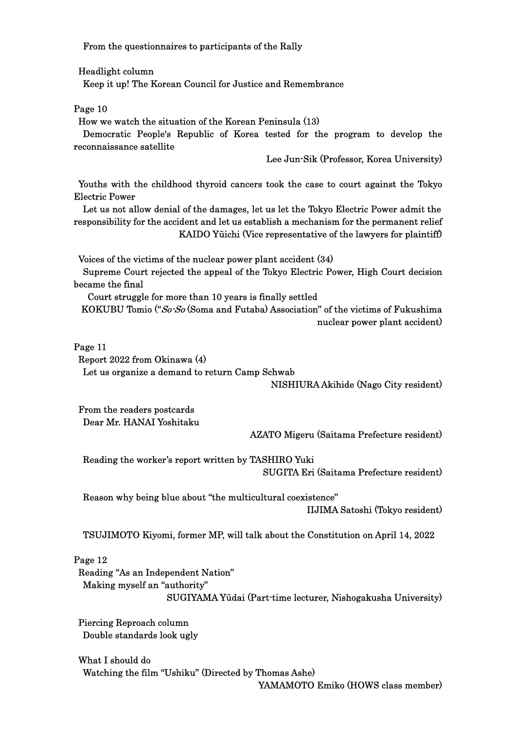From the questionnaires to participants of the Rally

Headlight column
Keep it up! The Korean Council for Justice and Remembrance

Page 10

How we watch the situation of the Korean Peninsula (13)
Democratic People's Republic of Korea tested for the program to develop the reconnaissance satellite
Lee Jun-Sik (Professor, Korea University)

Youths with the childhood thyroid cancers took the case to court against the Tokyo Electric Power
Let us not allow denial of the damages, let us let the Tokyo Electric Power admit the responsibility for the accident and let us establish a mechanism for the permanent relief
KAIDO Yūichi (Vice representative of the lawyers for plaintiff)

Voices of the victims of the nuclear power plant accident (34)
Supreme Court rejected the appeal of the Tokyo Electric Power, High Court decision became the final
Court struggle for more than 10 years is finally settled
KOKUBU Tomio ("*So-So* (Soma and Futaba) Association" of the victims of Fukushima nuclear power plant accident)

Page 11

Report 2022 from Okinawa (4)
Let us organize a demand to return Camp Schwab
NISHIURA Akihide (Nago City resident)

From the readers postcards
Dear Mr. HANAI Yoshitaku
AZATO Migeru (Saitama Prefecture resident)

Reading the worker's report written by TASHIRO Yuki
SUGITA Eri (Saitama Prefecture resident)

Reason why being blue about "the multicultural coexistence"
IIJIMA Satoshi (Tokyo resident)

TSUJIMOTO Kiyomi, former MP, will talk about the Constitution on April 14, 2022

Page 12

Reading "As an Independent Nation"
Making myself an "authority"
SUGIYAMA Yūdai (Part-time lecturer, Nishogakusha University)

Piercing Reproach column
Double standards look ugly

What I should do
Watching the film "Ushiku" (Directed by Thomas Ashe)
YAMAMOTO Emiko (HOWS class member)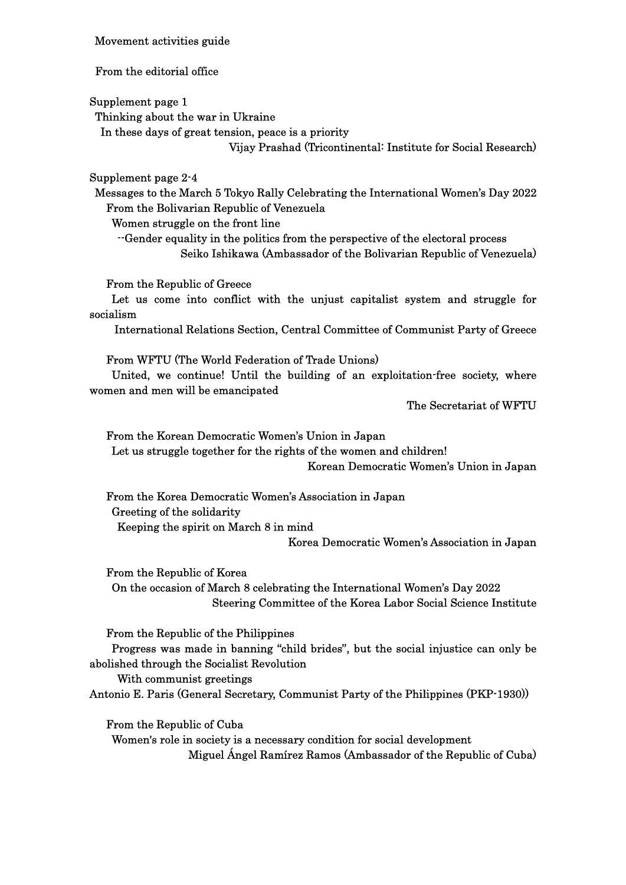Movement activities guide

From the editorial office

Supplement page 1

Thinking about the war in Ukraine

In these days of great tension, peace is a priority

Vijay Prashad (Tricontinental: Institute for Social Research)

Supplement page 2-4

Messages to the March 5 Tokyo Rally Celebrating the International Women's Day 2022

From the Bolivarian Republic of Venezuela

Women struggle on the front line

--Gender equality in the politics from the perspective of the electoral process

Seiko Ishikawa (Ambassador of the Bolivarian Republic of Venezuela)

From the Republic of Greece

Let us come into conflict with the unjust capitalist system and struggle for socialism

International Relations Section, Central Committee of Communist Party of Greece

From WFTU (The World Federation of Trade Unions)

United, we continue! Until the building of an exploitation-free society, where women and men will be emancipated

The Secretariat of WFTU

From the Korean Democratic Women's Union in Japan

Let us struggle together for the rights of the women and children!

Korean Democratic Women's Union in Japan

From the Korea Democratic Women's Association in Japan

Greeting of the solidarity

Keeping the spirit on March 8 in mind

Korea Democratic Women's Association in Japan

From the Republic of Korea

On the occasion of March 8 celebrating the International Women's Day 2022

Steering Committee of the Korea Labor Social Science Institute

From the Republic of the Philippines

Progress was made in banning "child brides", but the social injustice can only be abolished through the Socialist Revolution

With communist greetings

Antonio E. Paris (General Secretary, Communist Party of the Philippines (PKP-1930))

From the Republic of Cuba

Women's role in society is a necessary condition for social development

Miguel Ángel Ramírez Ramos (Ambassador of the Republic of Cuba)